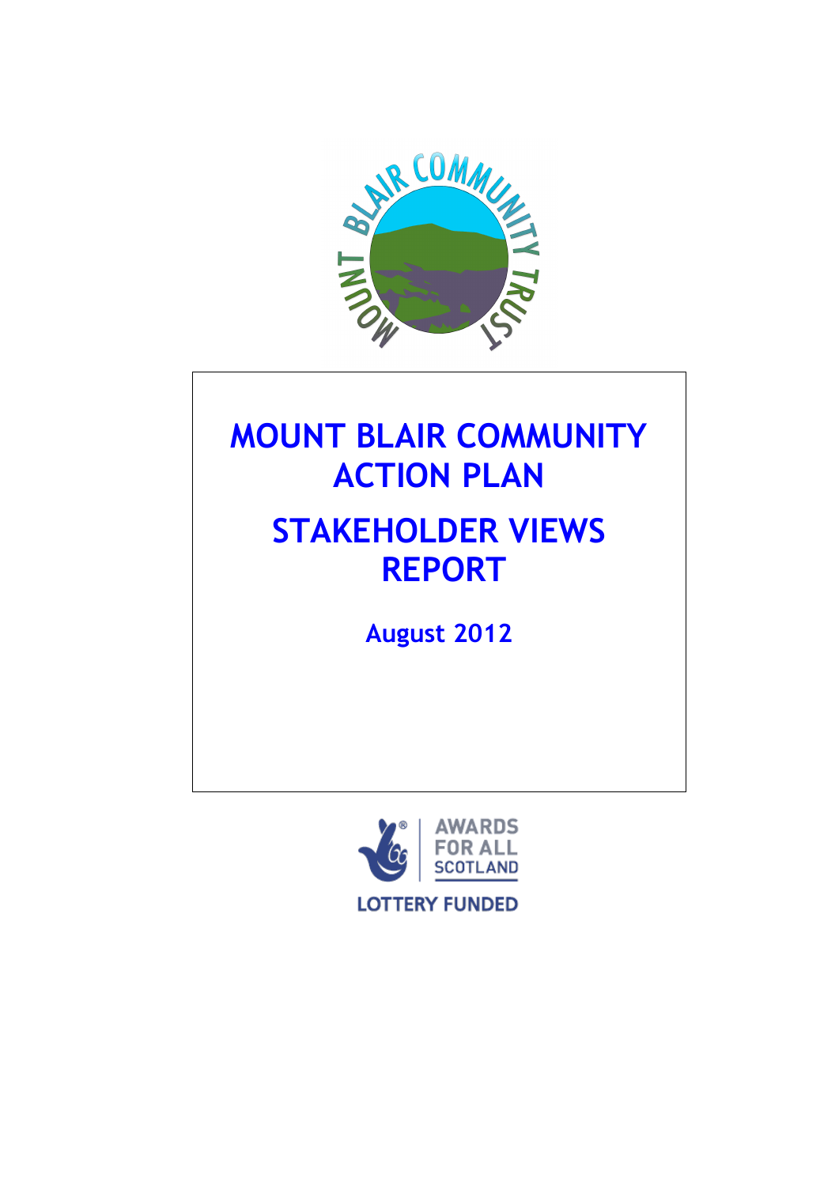# MOUNT BLAIR COMMUNITY ACTION PLAN

# STAKEHOLDER VIEWS REPORT

**August 2012**

AWARDS FOR ALL SCOTLAND

LOTTERY FUNDED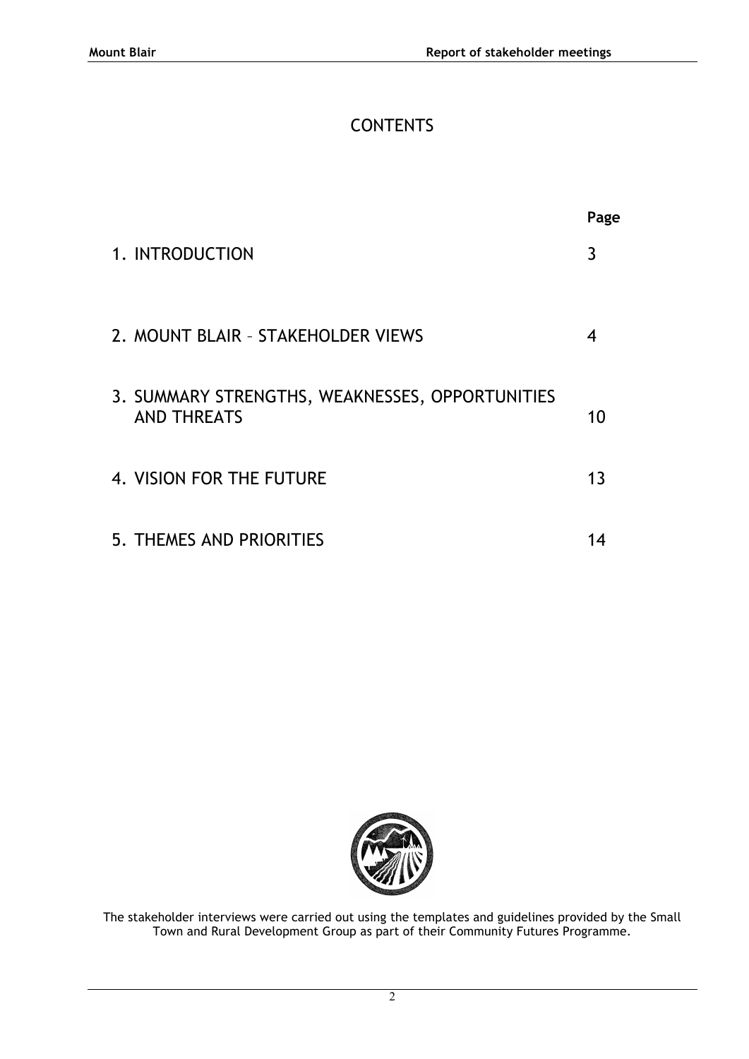# CONTENTS

| | Page |
|---|---|
| 1. INTRODUCTION | 3 |
| 2. MOUNT BLAIR – STAKEHOLDER VIEWS | 4 |
| 3. SUMMARY STRENGTHS, WEAKNESSES, OPPORTUNITIES AND THREATS | 10 |
| 4. VISION FOR THE FUTURE | 13 |
| 5. THEMES AND PRIORITIES | 14 |

The stakeholder interviews were carried out using the templates and guidelines provided by the Small Town and Rural Development Group as part of their Community Futures Programme.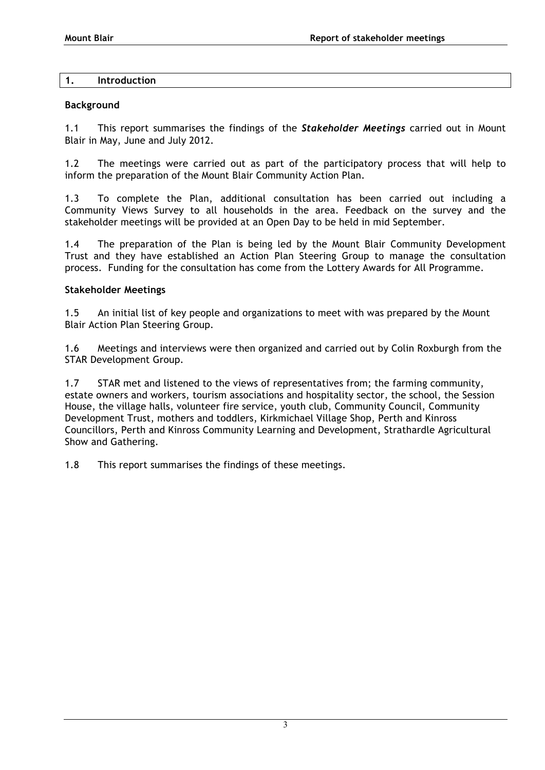## 1. Introduction

### Background

1.1 This report summarises the findings of the ***Stakeholder Meetings*** carried out in Mount Blair in May, June and July 2012.

1.2 The meetings were carried out as part of the participatory process that will help to inform the preparation of the Mount Blair Community Action Plan.

1.3 To complete the Plan, additional consultation has been carried out including a Community Views Survey to all households in the area. Feedback on the survey and the stakeholder meetings will be provided at an Open Day to be held in mid September.

1.4 The preparation of the Plan is being led by the Mount Blair Community Development Trust and they have established an Action Plan Steering Group to manage the consultation process. Funding for the consultation has come from the Lottery Awards for All Programme.

### Stakeholder Meetings

1.5 An initial list of key people and organizations to meet with was prepared by the Mount Blair Action Plan Steering Group.

1.6 Meetings and interviews were then organized and carried out by Colin Roxburgh from the STAR Development Group.

1.7 STAR met and listened to the views of representatives from; the farming community, estate owners and workers, tourism associations and hospitality sector, the school, the Session House, the village halls, volunteer fire service, youth club, Community Council, Community Development Trust, mothers and toddlers, Kirkmichael Village Shop, Perth and Kinross Councillors, Perth and Kinross Community Learning and Development, Strathardle Agricultural Show and Gathering.

1.8 This report summarises the findings of these meetings.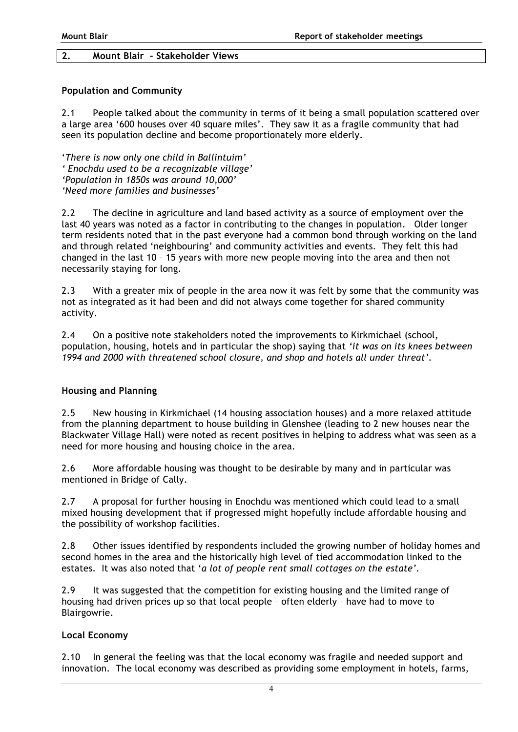## 2. Mount Blair - Stakeholder Views

### Population and Community

2.1 People talked about the community in terms of it being a small population scattered over a large area '600 houses over 40 square miles'. They saw it as a fragile community that had seen its population decline and become proportionately more elderly.

'*There is now only one child in Ballintuim'*
*' Enochdu used to be a recognizable village'*
*'Population in 1850s was around 10,000'*
*'Need more families and businesses'*

2.2 The decline in agriculture and land based activity as a source of employment over the last 40 years was noted as a factor in contributing to the changes in population. Older longer term residents noted that in the past everyone had a common bond through working on the land and through related 'neighbouring' and community activities and events. They felt this had changed in the last 10 – 15 years with more new people moving into the area and then not necessarily staying for long.

2.3 With a greater mix of people in the area now it was felt by some that the community was not as integrated as it had been and did not always come together for shared community activity.

2.4 On a positive note stakeholders noted the improvements to Kirkmichael (school, population, housing, hotels and in particular the shop) saying that *'it was on its knees between 1994 and 2000 with threatened school closure, and shop and hotels all under threat'*.

### Housing and Planning

2.5 New housing in Kirkmichael (14 housing association houses) and a more relaxed attitude from the planning department to house building in Glenshee (leading to 2 new houses near the Blackwater Village Hall) were noted as recent positives in helping to address what was seen as a need for more housing and housing choice in the area.

2.6 More affordable housing was thought to be desirable by many and in particular was mentioned in Bridge of Cally.

2.7 A proposal for further housing in Enochdu was mentioned which could lead to a small mixed housing development that if progressed might hopefully include affordable housing and the possibility of workshop facilities.

2.8 Other issues identified by respondents included the growing number of holiday homes and second homes in the area and the historically high level of tied accommodation linked to the estates. It was also noted that '*a lot of people rent small cottages on the estate*'.

2.9 It was suggested that the competition for existing housing and the limited range of housing had driven prices up so that local people – often elderly – have had to move to Blairgowrie.

### Local Economy

2.10 In general the feeling was that the local economy was fragile and needed support and innovation. The local economy was described as providing some employment in hotels, farms,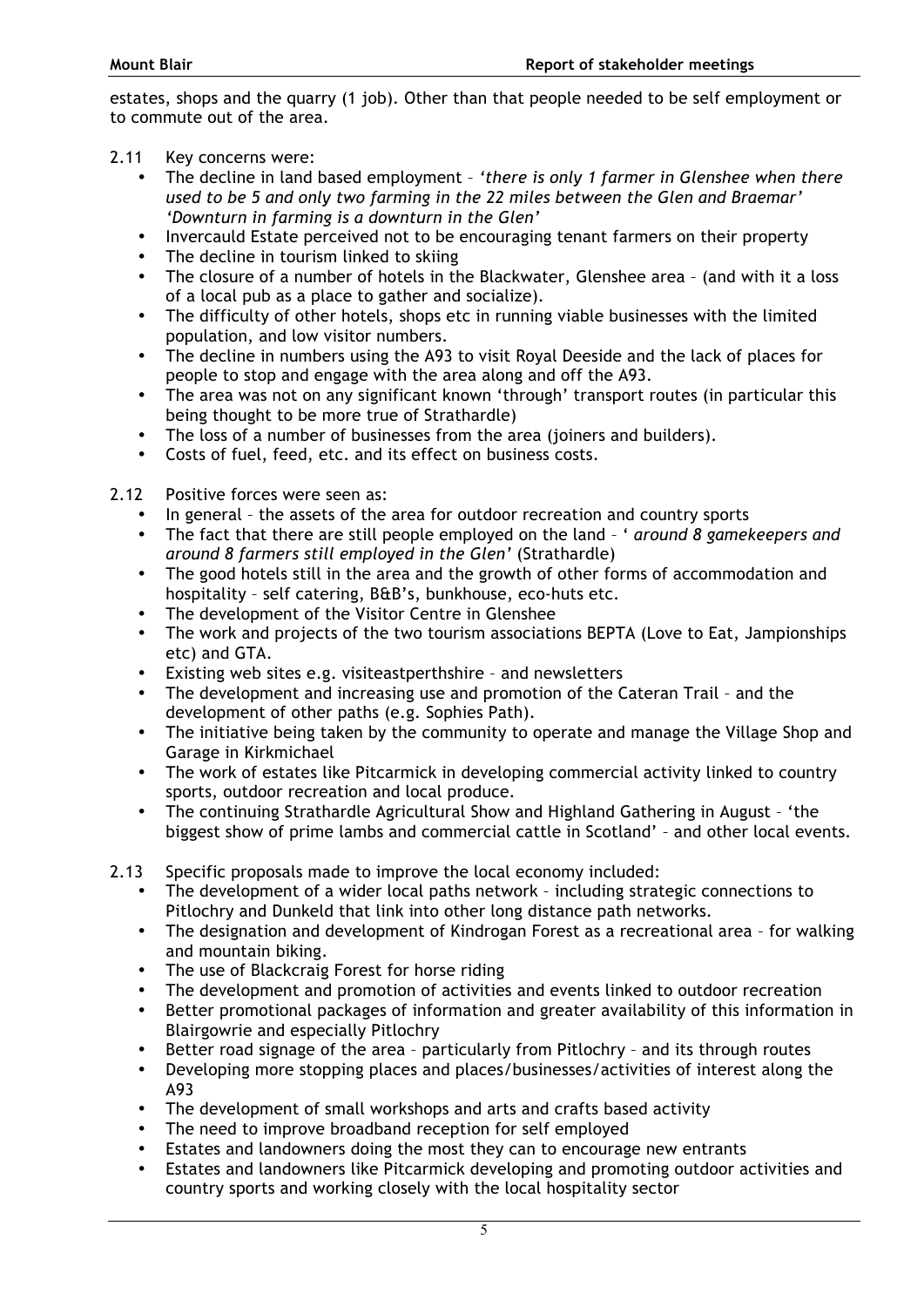estates, shops and the quarry (1 job). Other than that people needed to be self employment or to commute out of the area.

2.11 Key concerns were:

- The decline in land based employment – *'there is only 1 farmer in Glenshee when there used to be 5 and only two farming in the 22 miles between the Glen and Braemar' 'Downturn in farming is a downturn in the Glen'*
- Invercauld Estate perceived not to be encouraging tenant farmers on their property
- The decline in tourism linked to skiing
- The closure of a number of hotels in the Blackwater, Glenshee area – (and with it a loss of a local pub as a place to gather and socialize).
- The difficulty of other hotels, shops etc in running viable businesses with the limited population, and low visitor numbers.
- The decline in numbers using the A93 to visit Royal Deeside and the lack of places for people to stop and engage with the area along and off the A93.
- The area was not on any significant known 'through' transport routes (in particular this being thought to be more true of Strathardle)
- The loss of a number of businesses from the area (joiners and builders).
- Costs of fuel, feed, etc. and its effect on business costs.

2.12 Positive forces were seen as:

- In general – the assets of the area for outdoor recreation and country sports
- The fact that there are still people employed on the land – *' around 8 gamekeepers and around 8 farmers still employed in the Glen'* (Strathardle)
- The good hotels still in the area and the growth of other forms of accommodation and hospitality – self catering, B&B's, bunkhouse, eco-huts etc.
- The development of the Visitor Centre in Glenshee
- The work and projects of the two tourism associations BEPTA (Love to Eat, Jampionships etc) and GTA.
- Existing web sites e.g. visiteastperthshire – and newsletters
- The development and increasing use and promotion of the Cateran Trail – and the development of other paths (e.g. Sophies Path).
- The initiative being taken by the community to operate and manage the Village Shop and Garage in Kirkmichael
- The work of estates like Pitcarmick in developing commercial activity linked to country sports, outdoor recreation and local produce.
- The continuing Strathardle Agricultural Show and Highland Gathering in August – 'the biggest show of prime lambs and commercial cattle in Scotland' – and other local events.

2.13 Specific proposals made to improve the local economy included:

- The development of a wider local paths network – including strategic connections to Pitlochry and Dunkeld that link into other long distance path networks.
- The designation and development of Kindrogan Forest as a recreational area – for walking and mountain biking.
- The use of Blackcraig Forest for horse riding
- The development and promotion of activities and events linked to outdoor recreation
- Better promotional packages of information and greater availability of this information in Blairgowrie and especially Pitlochry
- Better road signage of the area – particularly from Pitlochry – and its through routes
- Developing more stopping places and places/businesses/activities of interest along the A93
- The development of small workshops and arts and crafts based activity
- The need to improve broadband reception for self employed
- Estates and landowners doing the most they can to encourage new entrants
- Estates and landowners like Pitcarmick developing and promoting outdoor activities and country sports and working closely with the local hospitality sector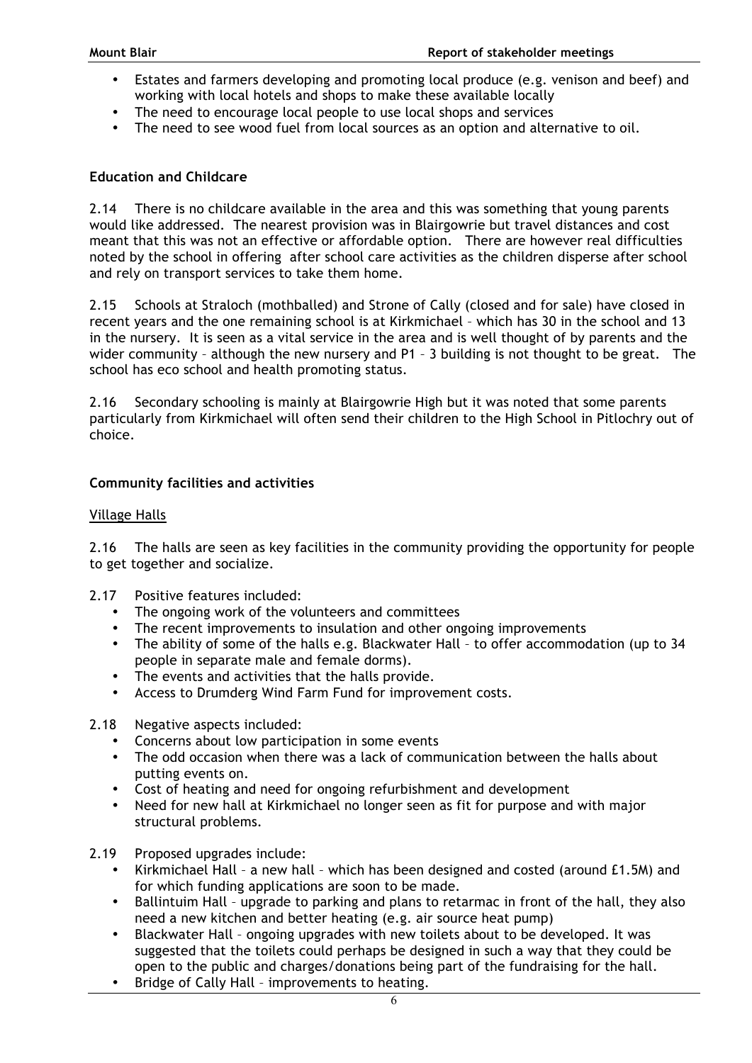- Estates and farmers developing and promoting local produce (e.g. venison and beef) and working with local hotels and shops to make these available locally
- The need to encourage local people to use local shops and services
- The need to see wood fuel from local sources as an option and alternative to oil.

**Education and Childcare**

2.14 There is no childcare available in the area and this was something that young parents would like addressed. The nearest provision was in Blairgowrie but travel distances and cost meant that this was not an effective or affordable option. There are however real difficulties noted by the school in offering after school care activities as the children disperse after school and rely on transport services to take them home.

2.15 Schools at Straloch (mothballed) and Strone of Cally (closed and for sale) have closed in recent years and the one remaining school is at Kirkmichael – which has 30 in the school and 13 in the nursery. It is seen as a vital service in the area and is well thought of by parents and the wider community – although the new nursery and P1 – 3 building is not thought to be great. The school has eco school and health promoting status.

2.16 Secondary schooling is mainly at Blairgowrie High but it was noted that some parents particularly from Kirkmichael will often send their children to the High School in Pitlochry out of choice.

**Community facilities and activities**

Village Halls

2.16 The halls are seen as key facilities in the community providing the opportunity for people to get together and socialize.

2.17 Positive features included:

- The ongoing work of the volunteers and committees
- The recent improvements to insulation and other ongoing improvements
- The ability of some of the halls e.g. Blackwater Hall – to offer accommodation (up to 34 people in separate male and female dorms).
- The events and activities that the halls provide.
- Access to Drumderg Wind Farm Fund for improvement costs.

2.18 Negative aspects included:

- Concerns about low participation in some events
- The odd occasion when there was a lack of communication between the halls about putting events on.
- Cost of heating and need for ongoing refurbishment and development
- Need for new hall at Kirkmichael no longer seen as fit for purpose and with major structural problems.

2.19 Proposed upgrades include:

- Kirkmichael Hall – a new hall – which has been designed and costed (around £1.5M) and for which funding applications are soon to be made.
- Ballintuim Hall – upgrade to parking and plans to retarmac in front of the hall, they also need a new kitchen and better heating (e.g. air source heat pump)
- Blackwater Hall – ongoing upgrades with new toilets about to be developed. It was suggested that the toilets could perhaps be designed in such a way that they could be open to the public and charges/donations being part of the fundraising for the hall.
- Bridge of Cally Hall – improvements to heating.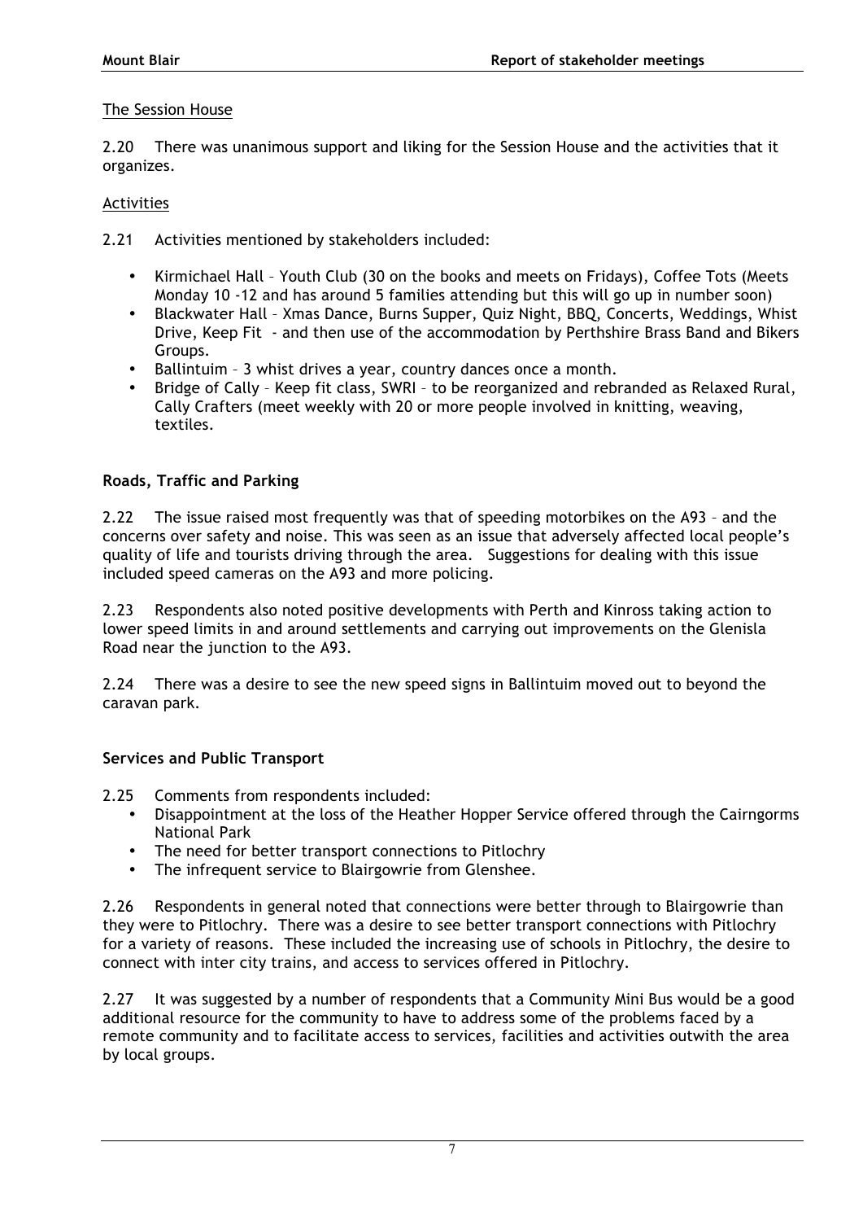The Session House

2.20 There was unanimous support and liking for the Session House and the activities that it organizes.

Activities

2.21 Activities mentioned by stakeholders included:

- Kirmichael Hall – Youth Club (30 on the books and meets on Fridays), Coffee Tots (Meets Monday 10 -12 and has around 5 families attending but this will go up in number soon)
- Blackwater Hall – Xmas Dance, Burns Supper, Quiz Night, BBQ, Concerts, Weddings, Whist Drive, Keep Fit - and then use of the accommodation by Perthshire Brass Band and Bikers Groups.
- Ballintuim – 3 whist drives a year, country dances once a month.
- Bridge of Cally – Keep fit class, SWRI – to be reorganized and rebranded as Relaxed Rural, Cally Crafters (meet weekly with 20 or more people involved in knitting, weaving, textiles.

**Roads, Traffic and Parking**

2.22 The issue raised most frequently was that of speeding motorbikes on the A93 – and the concerns over safety and noise. This was seen as an issue that adversely affected local people's quality of life and tourists driving through the area. Suggestions for dealing with this issue included speed cameras on the A93 and more policing.

2.23 Respondents also noted positive developments with Perth and Kinross taking action to lower speed limits in and around settlements and carrying out improvements on the Glenisla Road near the junction to the A93.

2.24 There was a desire to see the new speed signs in Ballintuim moved out to beyond the caravan park.

**Services and Public Transport**

2.25 Comments from respondents included:

- Disappointment at the loss of the Heather Hopper Service offered through the Cairngorms National Park
- The need for better transport connections to Pitlochry
- The infrequent service to Blairgowrie from Glenshee.

2.26 Respondents in general noted that connections were better through to Blairgowrie than they were to Pitlochry. There was a desire to see better transport connections with Pitlochry for a variety of reasons. These included the increasing use of schools in Pitlochry, the desire to connect with inter city trains, and access to services offered in Pitlochry.

2.27 It was suggested by a number of respondents that a Community Mini Bus would be a good additional resource for the community to have to address some of the problems faced by a remote community and to facilitate access to services, facilities and activities outwith the area by local groups.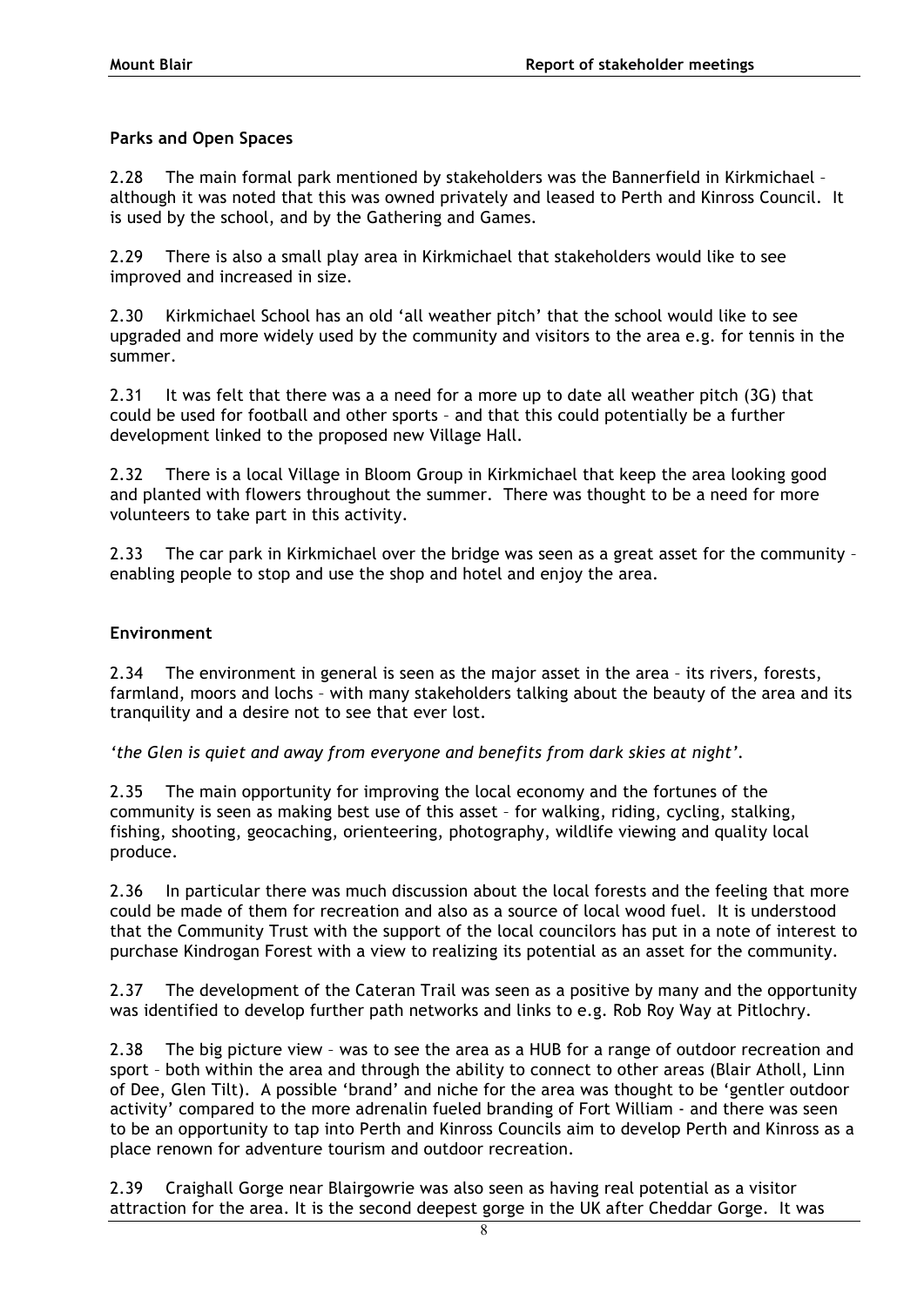**Parks and Open Spaces**

2.28 The main formal park mentioned by stakeholders was the Bannerfield in Kirkmichael – although it was noted that this was owned privately and leased to Perth and Kinross Council. It is used by the school, and by the Gathering and Games.

2.29 There is also a small play area in Kirkmichael that stakeholders would like to see improved and increased in size.

2.30 Kirkmichael School has an old 'all weather pitch' that the school would like to see upgraded and more widely used by the community and visitors to the area e.g. for tennis in the summer.

2.31 It was felt that there was a a need for a more up to date all weather pitch (3G) that could be used for football and other sports – and that this could potentially be a further development linked to the proposed new Village Hall.

2.32 There is a local Village in Bloom Group in Kirkmichael that keep the area looking good and planted with flowers throughout the summer. There was thought to be a need for more volunteers to take part in this activity.

2.33 The car park in Kirkmichael over the bridge was seen as a great asset for the community – enabling people to stop and use the shop and hotel and enjoy the area.

**Environment**

2.34 The environment in general is seen as the major asset in the area – its rivers, forests, farmland, moors and lochs – with many stakeholders talking about the beauty of the area and its tranquility and a desire not to see that ever lost.

*'the Glen is quiet and away from everyone and benefits from dark skies at night'.*

2.35 The main opportunity for improving the local economy and the fortunes of the community is seen as making best use of this asset – for walking, riding, cycling, stalking, fishing, shooting, geocaching, orienteering, photography, wildlife viewing and quality local produce.

2.36 In particular there was much discussion about the local forests and the feeling that more could be made of them for recreation and also as a source of local wood fuel. It is understood that the Community Trust with the support of the local councilors has put in a note of interest to purchase Kindrogan Forest with a view to realizing its potential as an asset for the community.

2.37 The development of the Cateran Trail was seen as a positive by many and the opportunity was identified to develop further path networks and links to e.g. Rob Roy Way at Pitlochry.

2.38 The big picture view – was to see the area as a HUB for a range of outdoor recreation and sport – both within the area and through the ability to connect to other areas (Blair Atholl, Linn of Dee, Glen Tilt). A possible 'brand' and niche for the area was thought to be 'gentler outdoor activity' compared to the more adrenalin fueled branding of Fort William - and there was seen to be an opportunity to tap into Perth and Kinross Councils aim to develop Perth and Kinross as a place renown for adventure tourism and outdoor recreation.

2.39 Craighall Gorge near Blairgowrie was also seen as having real potential as a visitor attraction for the area. It is the second deepest gorge in the UK after Cheddar Gorge. It was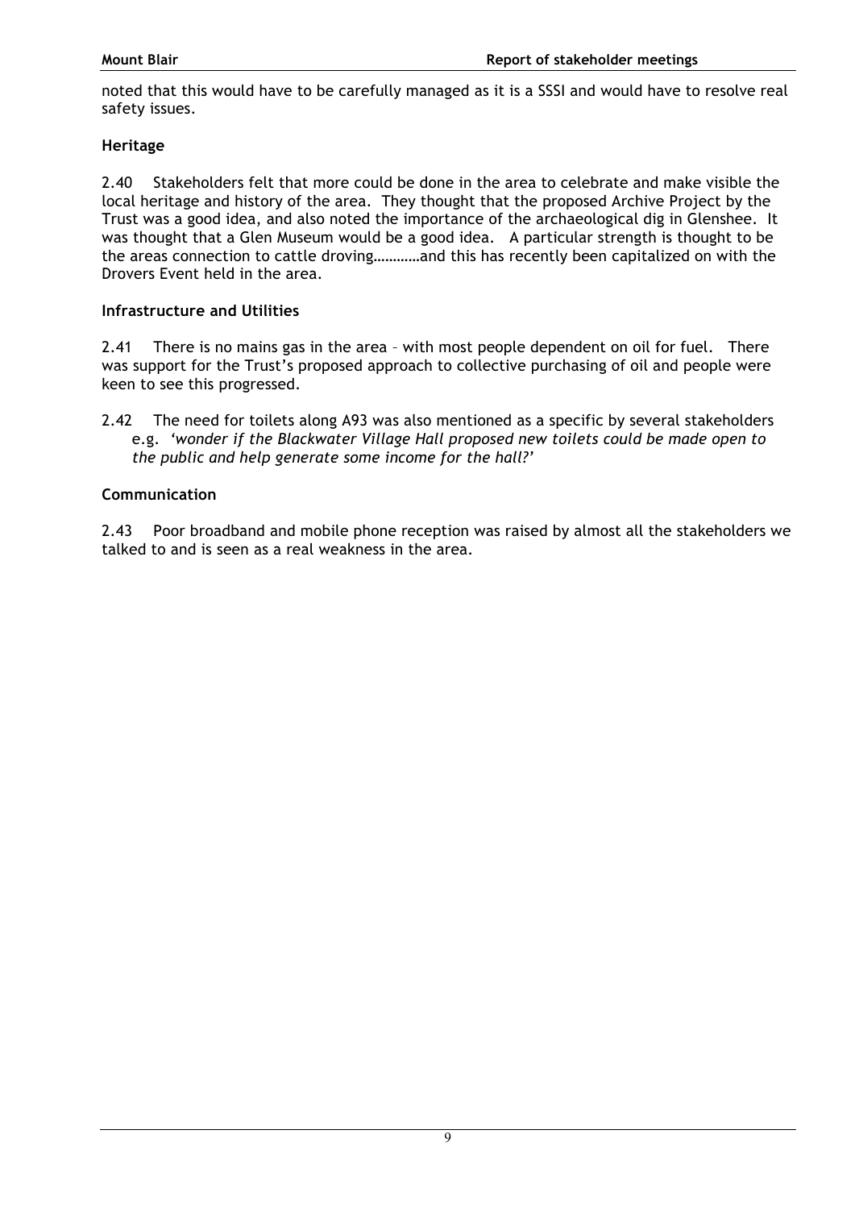noted that this would have to be carefully managed as it is a SSSI and would have to resolve real safety issues.

### Heritage

2.40 Stakeholders felt that more could be done in the area to celebrate and make visible the local heritage and history of the area. They thought that the proposed Archive Project by the Trust was a good idea, and also noted the importance of the archaeological dig in Glenshee. It was thought that a Glen Museum would be a good idea. A particular strength is thought to be the areas connection to cattle droving…………and this has recently been capitalized on with the Drovers Event held in the area.

### Infrastructure and Utilities

2.41 There is no mains gas in the area – with most people dependent on oil for fuel. There was support for the Trust's proposed approach to collective purchasing of oil and people were keen to see this progressed.

2.42 The need for toilets along A93 was also mentioned as a specific by several stakeholders e.g. *'wonder if the Blackwater Village Hall proposed new toilets could be made open to the public and help generate some income for the hall?'*

### Communication

2.43 Poor broadband and mobile phone reception was raised by almost all the stakeholders we talked to and is seen as a real weakness in the area.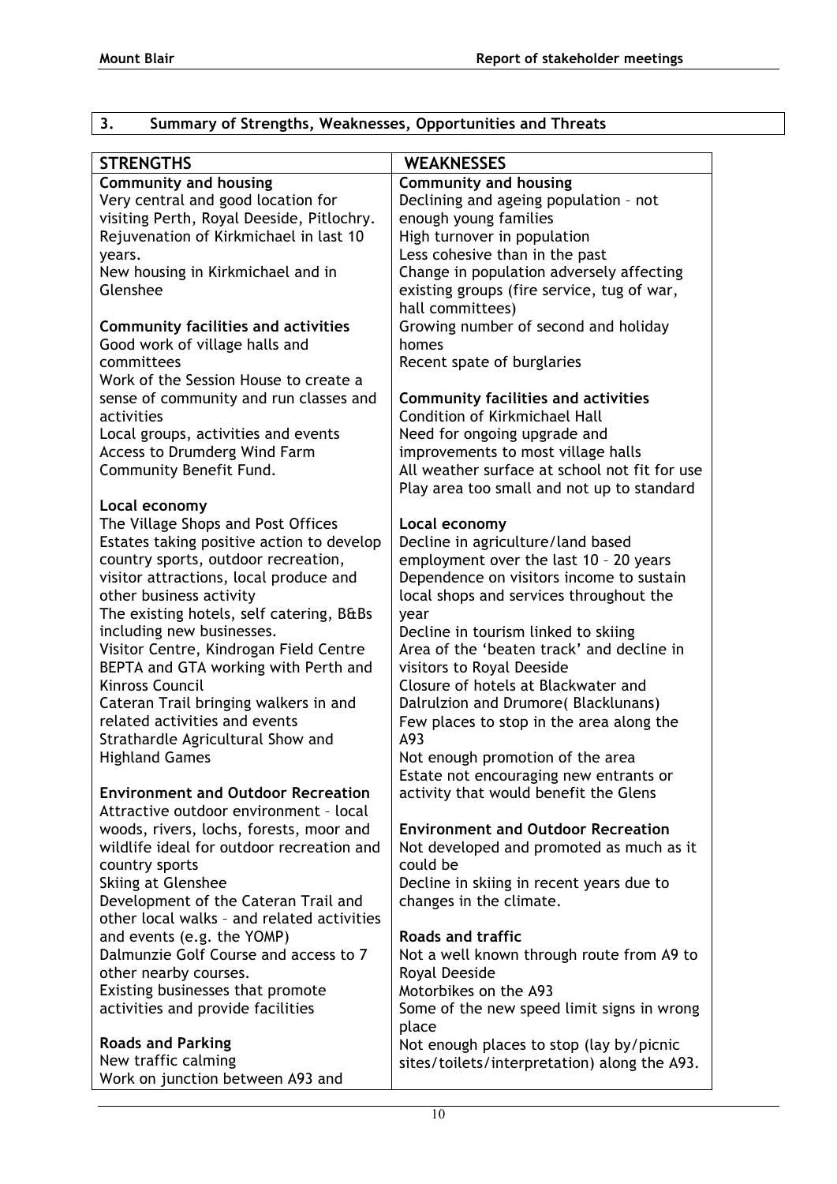## 3. Summary of Strengths, Weaknesses, Opportunities and Threats

| STRENGTHS | WEAKNESSES |
|---|---|
| **Community and housing**<br>Very central and good location for visiting Perth, Royal Deeside, Pitlochry.<br>Rejuvenation of Kirkmichael in last 10 years.<br>New housing in Kirkmichael and in Glenshee<br><br>**Community facilities and activities**<br>Good work of village halls and committees<br>Work of the Session House to create a sense of community and run classes and activities<br>Local groups, activities and events<br>Access to Drumderg Wind Farm Community Benefit Fund.<br><br>**Local economy**<br>The Village Shops and Post Offices<br>Estates taking positive action to develop country sports, outdoor recreation, visitor attractions, local produce and other business activity<br>The existing hotels, self catering, B&Bs including new businesses.<br>Visitor Centre, Kindrogan Field Centre<br>BEPTA and GTA working with Perth and Kinross Council<br>Cateran Trail bringing walkers in and related activities and events<br>Strathardle Agricultural Show and Highland Games<br><br>**Environment and Outdoor Recreation**<br>Attractive outdoor environment – local woods, rivers, lochs, forests, moor and wildlife ideal for outdoor recreation and country sports<br>Skiing at Glenshee<br>Development of the Cateran Trail and other local walks – and related activities and events (e.g. the YOMP)<br>Dalmunzie Golf Course and access to 7 other nearby courses.<br>Existing businesses that promote activities and provide facilities<br><br>**Roads and Parking**<br>New traffic calming<br>Work on junction between A93 and | **Community and housing**<br>Declining and ageing population – not enough young families<br>High turnover in population<br>Less cohesive than in the past<br>Change in population adversely affecting existing groups (fire service, tug of war, hall committees)<br>Growing number of second and holiday homes<br>Recent spate of burglaries<br><br>**Community facilities and activities**<br>Condition of Kirkmichael Hall<br>Need for ongoing upgrade and improvements to most village halls<br>All weather surface at school not fit for use<br>Play area too small and not up to standard<br><br>**Local economy**<br>Decline in agriculture/land based employment over the last 10 – 20 years<br>Dependence on visitors income to sustain local shops and services throughout the year<br>Decline in tourism linked to skiing<br>Area of the 'beaten track' and decline in visitors to Royal Deeside<br>Closure of hotels at Blackwater and Dalrulzion and Drumore( Blacklunans)<br>Few places to stop in the area along the A93<br>Not enough promotion of the area<br>Estate not encouraging new entrants or activity that would benefit the Glens<br><br>**Environment and Outdoor Recreation**<br>Not developed and promoted as much as it could be<br>Decline in skiing in recent years due to changes in the climate.<br><br>**Roads and traffic**<br>Not a well known through route from A9 to Royal Deeside<br>Motorbikes on the A93<br>Some of the new speed limit signs in wrong place<br>Not enough places to stop (lay by/picnic sites/toilets/interpretation) along the A93. |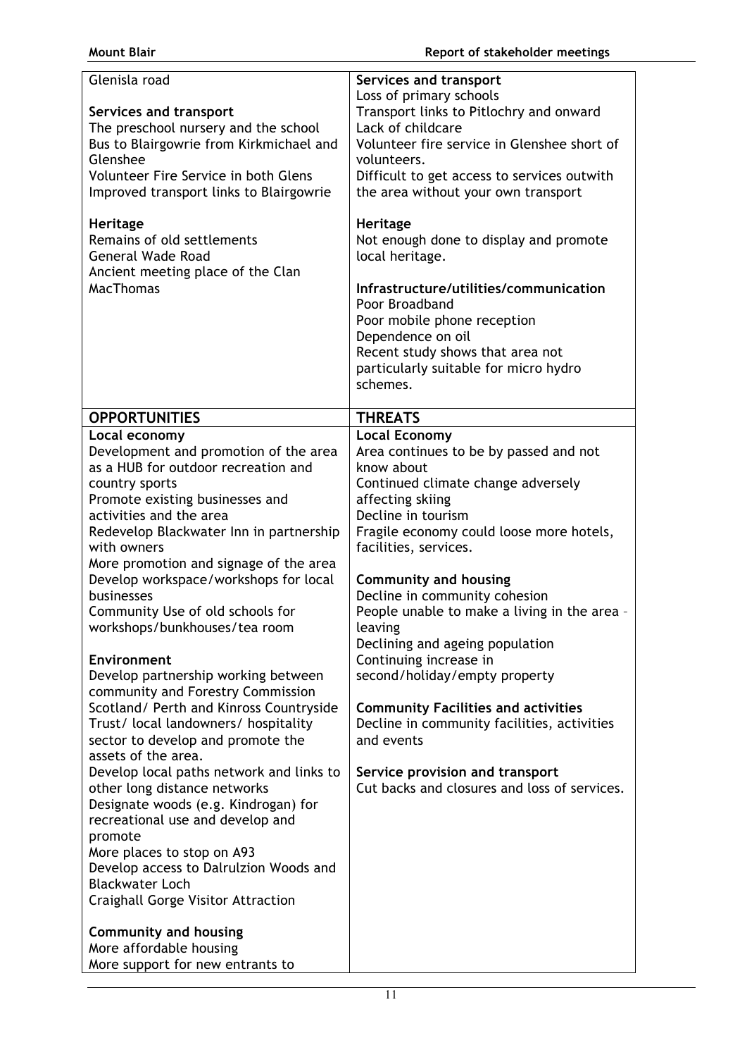| | |
|---|---|
| Glenisla road<br><br>**Services and transport**<br>The preschool nursery and the school<br>Bus to Blairgowrie from Kirkmichael and Glenshee<br>Volunteer Fire Service in both Glens<br>Improved transport links to Blairgowrie<br><br>**Heritage**<br>Remains of old settlements<br>General Wade Road<br>Ancient meeting place of the Clan MacThomas | **Services and transport**<br>Loss of primary schools<br>Transport links to Pitlochry and onward<br>Lack of childcare<br>Volunteer fire service in Glenshee short of volunteers.<br>Difficult to get access to services outwith the area without your own transport<br><br>**Heritage**<br>Not enough done to display and promote local heritage.<br><br>**Infrastructure/utilities/communication**<br>Poor Broadband<br>Poor mobile phone reception<br>Dependence on oil<br>Recent study shows that area not particularly suitable for micro hydro schemes. |
| **OPPORTUNITIES** | **THREATS** |
| **Local economy**<br>Development and promotion of the area as a HUB for outdoor recreation and country sports<br>Promote existing businesses and activities and the area<br>Redevelop Blackwater Inn in partnership with owners<br>More promotion and signage of the area<br>Develop workspace/workshops for local businesses<br>Community Use of old schools for workshops/bunkhouses/tea room<br><br>**Environment**<br>Develop partnership working between community and Forestry Commission Scotland/ Perth and Kinross Countryside Trust/ local landowners/ hospitality sector to develop and promote the assets of the area.<br>Develop local paths network and links to other long distance networks<br>Designate woods (e.g. Kindrogan) for recreational use and develop and promote<br>More places to stop on A93<br>Develop access to Dalrulzion Woods and Blackwater Loch<br>Craighall Gorge Visitor Attraction<br><br>**Community and housing**<br>More affordable housing<br>More support for new entrants to | **Local Economy**<br>Area continues to be by passed and not know about<br>Continued climate change adversely affecting skiing<br>Decline in tourism<br>Fragile economy could loose more hotels, facilities, services.<br><br>**Community and housing**<br>Decline in community cohesion<br>People unable to make a living in the area – leaving<br>Declining and ageing population<br>Continuing increase in second/holiday/empty property<br><br>**Community Facilities and activities**<br>Decline in community facilities, activities and events<br><br>**Service provision and transport**<br>Cut backs and closures and loss of services. |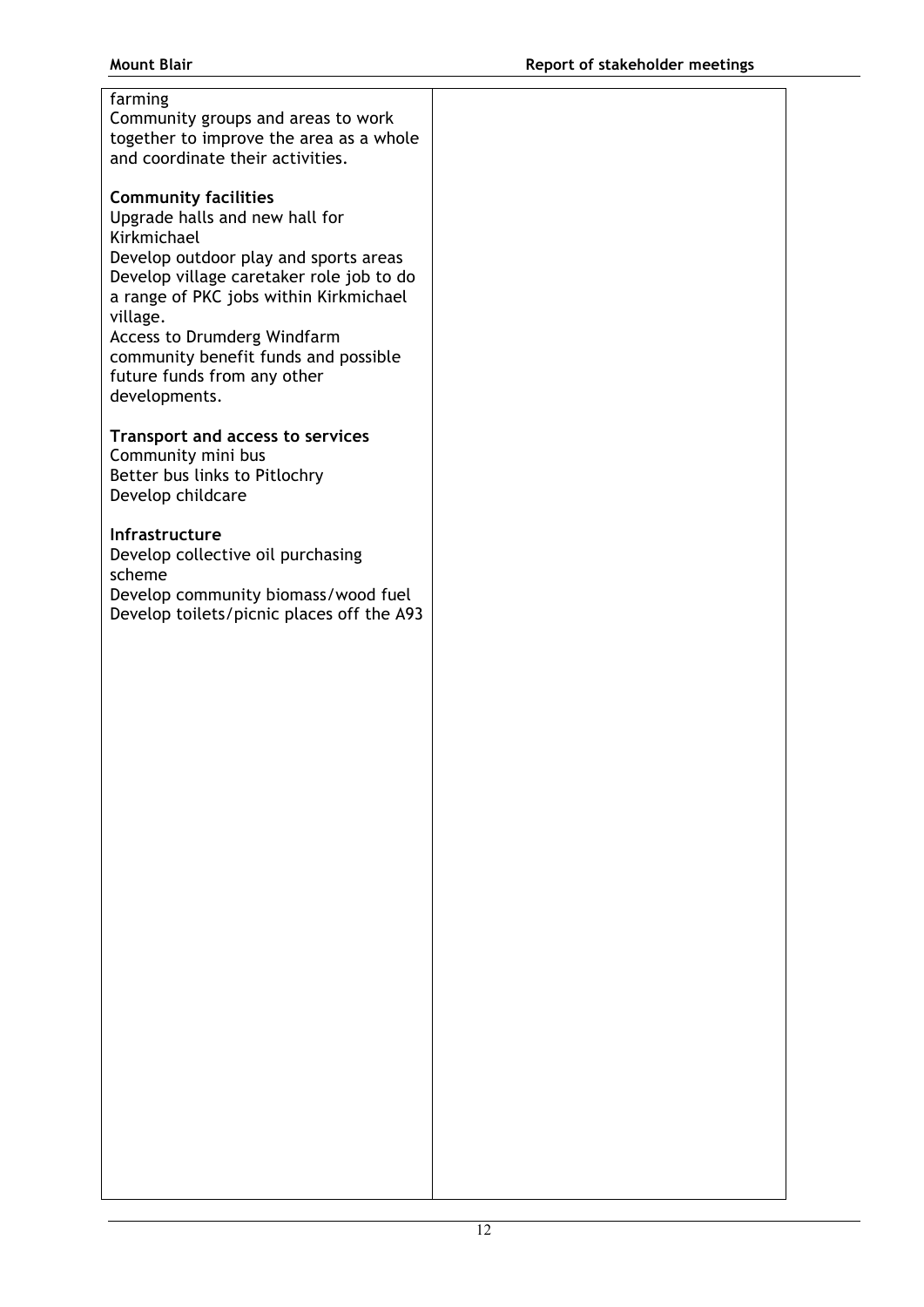| | |
|---|---|
| farming<br>Community groups and areas to work together to improve the area as a whole and coordinate their activities.<br><br>**Community facilities**<br>Upgrade halls and new hall for Kirkmichael<br>Develop outdoor play and sports areas<br>Develop village caretaker role job to do a range of PKC jobs within Kirkmichael village.<br>Access to Drumderg Windfarm community benefit funds and possible future funds from any other developments.<br><br>**Transport and access to services**<br>Community mini bus<br>Better bus links to Pitlochry<br>Develop childcare<br><br>**Infrastructure**<br>Develop collective oil purchasing scheme<br>Develop community biomass/wood fuel<br>Develop toilets/picnic places off the A93 | |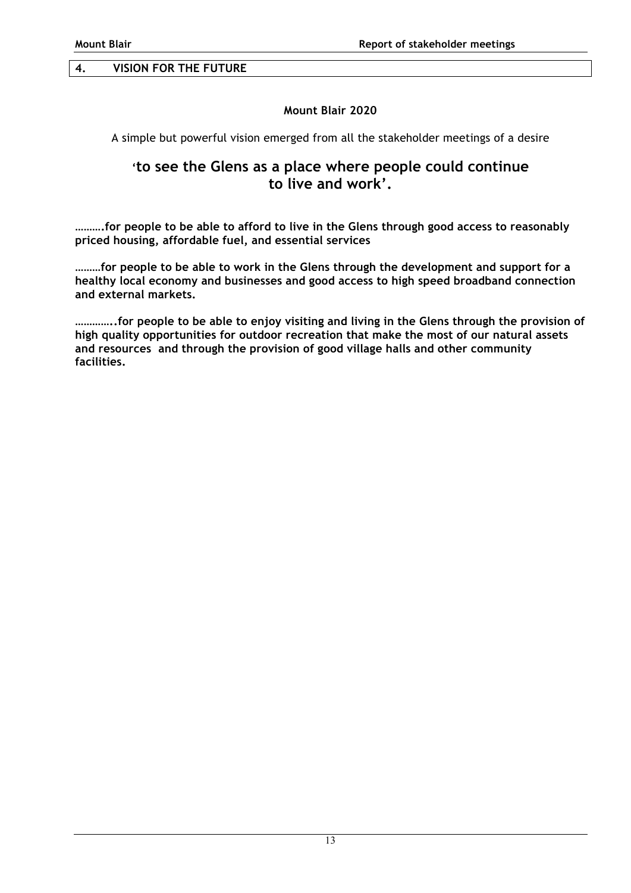## 4. VISION FOR THE FUTURE

### Mount Blair 2020

A simple but powerful vision emerged from all the stakeholder meetings of a desire

## 'to see the Glens as a place where people could continue to live and work'.

**……….for people to be able to afford to live in the Glens through good access to reasonably priced housing, affordable fuel, and essential services**

**………for people to be able to work in the Glens through the development and support for a healthy local economy and businesses and good access to high speed broadband connection and external markets.**

**…………..for people to be able to enjoy visiting and living in the Glens through the provision of high quality opportunities for outdoor recreation that make the most of our natural assets and resources and through the provision of good village halls and other community facilities.**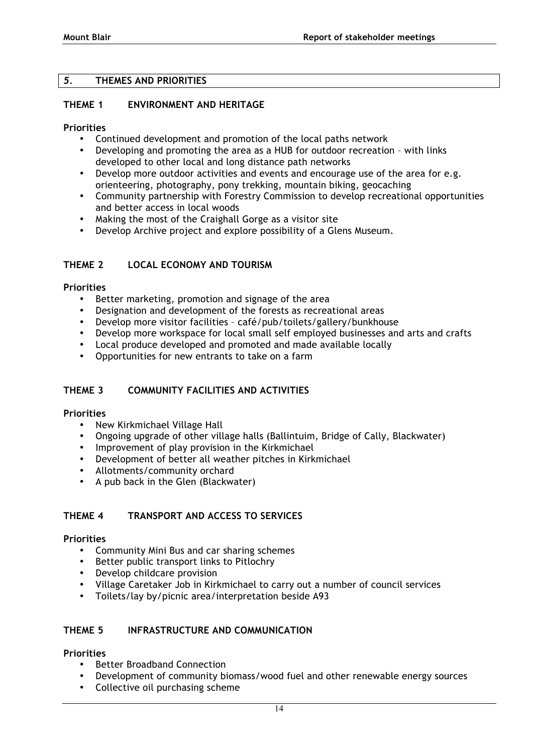## 5. THEMES AND PRIORITIES

### THEME 1 ENVIRONMENT AND HERITAGE

**Priorities**

- Continued development and promotion of the local paths network
- Developing and promoting the area as a HUB for outdoor recreation – with links developed to other local and long distance path networks
- Develop more outdoor activities and events and encourage use of the area for e.g. orienteering, photography, pony trekking, mountain biking, geocaching
- Community partnership with Forestry Commission to develop recreational opportunities and better access in local woods
- Making the most of the Craighall Gorge as a visitor site
- Develop Archive project and explore possibility of a Glens Museum.

### THEME 2 LOCAL ECONOMY AND TOURISM

**Priorities**

- Better marketing, promotion and signage of the area
- Designation and development of the forests as recreational areas
- Develop more visitor facilities – café/pub/toilets/gallery/bunkhouse
- Develop more workspace for local small self employed businesses and arts and crafts
- Local produce developed and promoted and made available locally
- Opportunities for new entrants to take on a farm

### THEME 3 COMMUNITY FACILITIES AND ACTIVITIES

**Priorities**

- New Kirkmichael Village Hall
- Ongoing upgrade of other village halls (Ballintuim, Bridge of Cally, Blackwater)
- Improvement of play provision in the Kirkmichael
- Development of better all weather pitches in Kirkmichael
- Allotments/community orchard
- A pub back in the Glen (Blackwater)

### THEME 4 TRANSPORT AND ACCESS TO SERVICES

**Priorities**

- Community Mini Bus and car sharing schemes
- Better public transport links to Pitlochry
- Develop childcare provision
- Village Caretaker Job in Kirkmichael to carry out a number of council services
- Toilets/lay by/picnic area/interpretation beside A93

### THEME 5 INFRASTRUCTURE AND COMMUNICATION

**Priorities**

- Better Broadband Connection
- Development of community biomass/wood fuel and other renewable energy sources
- Collective oil purchasing scheme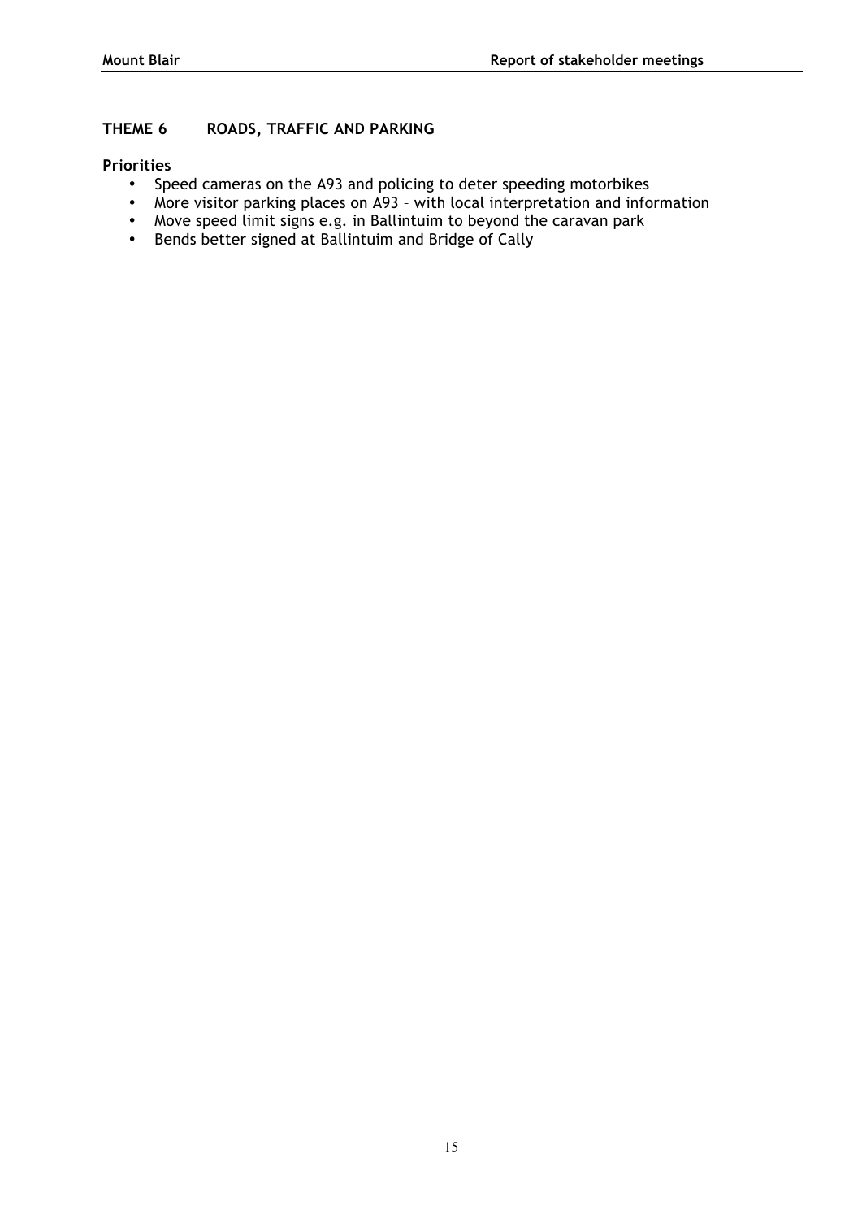## THEME 6 ROADS, TRAFFIC AND PARKING

**Priorities**

- Speed cameras on the A93 and policing to deter speeding motorbikes
- More visitor parking places on A93 – with local interpretation and information
- Move speed limit signs e.g. in Ballintuim to beyond the caravan park
- Bends better signed at Ballintuim and Bridge of Cally